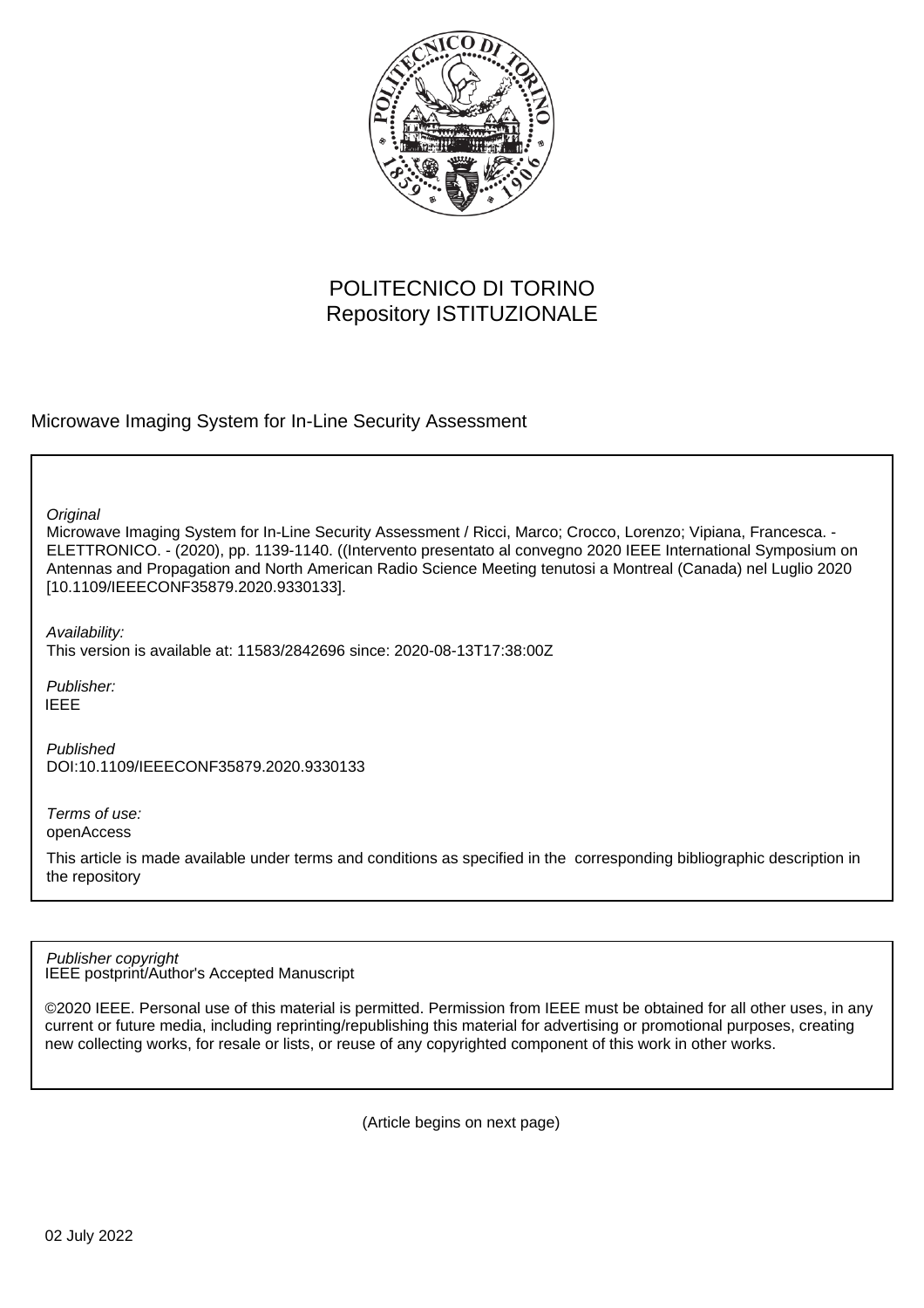POLITECNICO DI TORINO
Repository ISTITUZIONALE

Microwave Imaging System for In-Line Security Assessment

*Original*
Microwave Imaging System for In-Line Security Assessment / Ricci, Marco; Crocco, Lorenzo; Vipiana, Francesca. - ELETTRONICO. - (2020), pp. 1139-1140. ((Intervento presentato al convegno 2020 IEEE International Symposium on Antennas and Propagation and North American Radio Science Meeting tenutosi a Montreal (Canada) nel Luglio 2020 [10.1109/IEEECONF35879.2020.9330133].

*Availability:*
This version is available at: 11583/2842696 since: 2020-08-13T17:38:00Z

*Publisher:*
IEEE

*Published*
DOI:10.1109/IEEECONF35879.2020.9330133

*Terms of use:*
openAccess

This article is made available under terms and conditions as specified in the corresponding bibliographic description in the repository

*Publisher copyright*
IEEE postprint/Author's Accepted Manuscript

©2020 IEEE. Personal use of this material is permitted. Permission from IEEE must be obtained for all other uses, in any current or future media, including reprinting/republishing this material for advertising or promotional purposes, creating new collecting works, for resale or lists, or reuse of any copyrighted component of this work in other works.

(Article begins on next page)

02 July 2022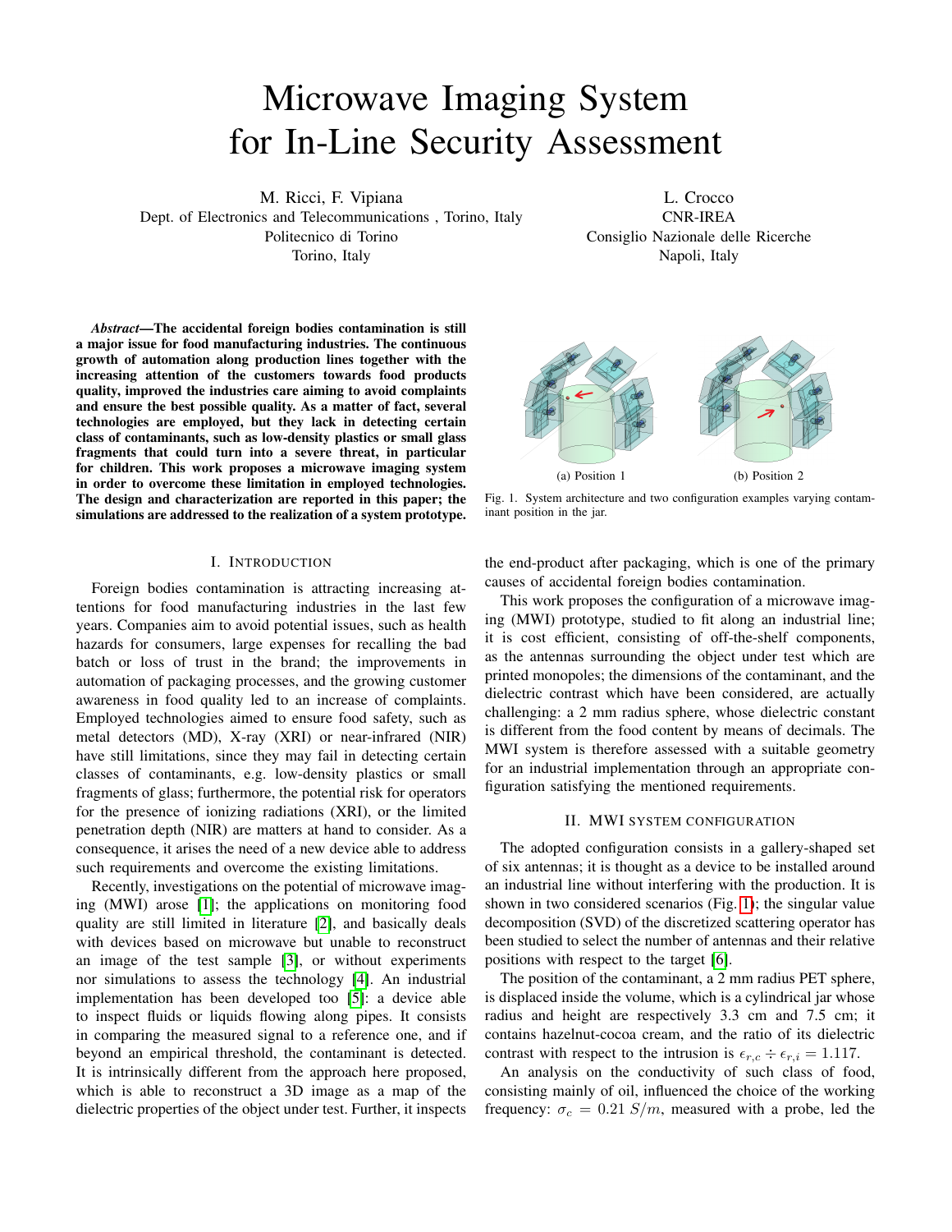# Microwave Imaging System for In-Line Security Assessment

M. Ricci, F. Vipiana
Dept. of Electronics and Telecommunications , Torino, Italy
Politecnico di Torino
Torino, Italy

L. Crocco
CNR-IREA
Consiglio Nazionale delle Ricerche
Napoli, Italy

***Abstract*—The accidental foreign bodies contamination is still a major issue for food manufacturing industries. The continuous growth of automation along production lines together with the increasing attention of the customers towards food products quality, improved the industries care aiming to avoid complaints and ensure the best possible quality. As a matter of fact, several technologies are employed, but they lack in detecting certain class of contaminants, such as low-density plastics or small glass fragments that could turn into a severe threat, in particular for children. This work proposes a microwave imaging system in order to overcome these limitation in employed technologies. The design and characterization are reported in this paper; the simulations are addressed to the realization of a system prototype.**

## I. Introduction

Foreign bodies contamination is attracting increasing attentions for food manufacturing industries in the last few years. Companies aim to avoid potential issues, such as health hazards for consumers, large expenses for recalling the bad batch or loss of trust in the brand; the improvements in automation of packaging processes, and the growing customer awareness in food quality led to an increase of complaints. Employed technologies aimed to ensure food safety, such as metal detectors (MD), X-ray (XRI) or near-infrared (NIR) have still limitations, since they may fail in detecting certain classes of contaminants, e.g. low-density plastics or small fragments of glass; furthermore, the potential risk for operators for the presence of ionizing radiations (XRI), or the limited penetration depth (NIR) are matters at hand to consider. As a consequence, it arises the need of a new device able to address such requirements and overcome the existing limitations.

Recently, investigations on the potential of microwave imaging (MWI) arose [1]; the applications on monitoring food quality are still limited in literature [2], and basically deals with devices based on microwave but unable to reconstruct an image of the test sample [3], or without experiments nor simulations to assess the technology [4]. An industrial implementation has been developed too [5]: a device able to inspect fluids or liquids flowing along pipes. It consists in comparing the measured signal to a reference one, and if beyond an empirical threshold, the contaminant is detected. It is intrinsically different from the approach here proposed, which is able to reconstruct a 3D image as a map of the dielectric properties of the object under test. Further, it inspects the end-product after packaging, which is one of the primary causes of accidental foreign bodies contamination.

This work proposes the configuration of a microwave imaging (MWI) prototype, studied to fit along an industrial line; it is cost efficient, consisting of off-the-shelf components, as the antennas surrounding the object under test which are printed monopoles; the dimensions of the contaminant, and the dielectric contrast which have been considered, are actually challenging: a 2 mm radius sphere, whose dielectric constant is different from the food content by means of decimals. The MWI system is therefore assessed with a suitable geometry for an industrial implementation through an appropriate configuration satisfying the mentioned requirements.

(a) Position 1 (b) Position 2

Fig. 1. System architecture and two configuration examples varying contaminant position in the jar.

## II. MWI system configuration

The adopted configuration consists in a gallery-shaped set of six antennas; it is thought as a device to be installed around an industrial line without interfering with the production. It is shown in two considered scenarios (Fig. 1); the singular value decomposition (SVD) of the discretized scattering operator has been studied to select the number of antennas and their relative positions with respect to the target [6].

The position of the contaminant, a 2 mm radius PET sphere, is displaced inside the volume, which is a cylindrical jar whose radius and height are respectively 3.3 cm and 7.5 cm; it contains hazelnut-cocoa cream, and the ratio of its dielectric contrast with respect to the intrusion is $\epsilon_{r,c} \div \epsilon_{r,i} = 1.117$.

An analysis on the conductivity of such class of food, consisting mainly of oil, influenced the choice of the working frequency: $\sigma_c = 0.21\ S/m$, measured with a probe, led the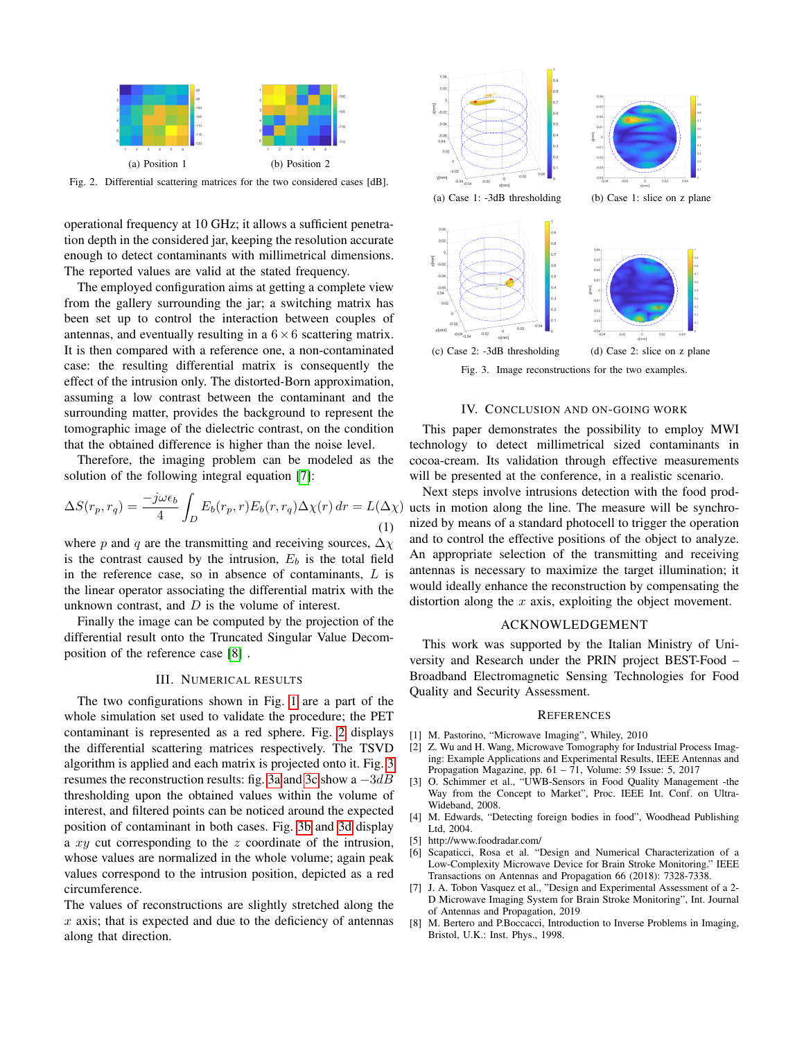(a) Position 1

(b) Position 2

Fig. 2. Differential scattering matrices for the two considered cases [dB].

operational frequency at 10 GHz; it allows a sufficient penetration depth in the considered jar, keeping the resolution accurate enough to detect contaminants with millimetrical dimensions. The reported values are valid at the stated frequency.

The employed configuration aims at getting a complete view from the gallery surrounding the jar; a switching matrix has been set up to control the interaction between couples of antennas, and eventually resulting in a $6 \times 6$ scattering matrix. It is then compared with a reference one, a non-contaminated case: the resulting differential matrix is consequently the effect of the intrusion only. The distorted-Born approximation, assuming a low contrast between the contaminant and the surrounding matter, provides the background to represent the tomographic image of the dielectric contrast, on the condition that the obtained difference is higher than the noise level.

Therefore, the imaging problem can be modeled as the solution of the following integral equation [7]:

$$\Delta S(r_p, r_q) = \frac{-j\omega\epsilon_b}{4} \int_D E_b(r_p, r) E_b(r, r_q) \Delta\chi(r)\, dr = L(\Delta\chi) \quad (1)$$

where $p$ and $q$ are the transmitting and receiving sources, $\Delta\chi$ is the contrast caused by the intrusion, $E_b$ is the total field in the reference case, so in absence of contaminants, $L$ is the linear operator associating the differential matrix with the unknown contrast, and $D$ is the volume of interest.

Finally the image can be computed by the projection of the differential result onto the Truncated Singular Value Decomposition of the reference case [8] .

## III. Numerical Results

The two configurations shown in Fig. 1 are a part of the whole simulation set used to validate the procedure; the PET contaminant is represented as a red sphere. Fig. 2 displays the differential scattering matrices respectively. The TSVD algorithm is applied and each matrix is projected onto it. Fig. 3 resumes the reconstruction results: fig. 3a and 3c show a $-3dB$ thresholding upon the obtained values within the volume of interest, and filtered points can be noticed around the expected position of contaminant in both cases. Fig. 3b and 3d display a $xy$ cut corresponding to the $z$ coordinate of the intrusion, whose values are normalized in the whole volume; again peak values correspond to the intrusion position, depicted as a red circumference.

The values of reconstructions are slightly stretched along the $x$ axis; that is expected and due to the deficiency of antennas along that direction.

(a) Case 1: -3dB thresholding

(b) Case 1: slice on z plane

(c) Case 2: -3dB thresholding

(d) Case 2: slice on z plane

Fig. 3. Image reconstructions for the two examples.

## IV. Conclusion and On-going Work

This paper demonstrates the possibility to employ MWI technology to detect millimetrical sized contaminants in cocoa-cream. Its validation through effective measurements will be presented at the conference, in a realistic scenario.

Next steps involve intrusions detection with the food products in motion along the line. The measure will be synchronized by means of a standard photocell to trigger the operation and to control the effective positions of the object to analyze. An appropriate selection of the transmitting and receiving antennas is necessary to maximize the target illumination; it would ideally enhance the reconstruction by compensating the distortion along the $x$ axis, exploiting the object movement.

## Acknowledgement

This work was supported by the Italian Ministry of University and Research under the PRIN project BEST-Food – Broadband Electromagnetic Sensing Technologies for Food Quality and Security Assessment.

## References

[1] M. Pastorino, "Microwave Imaging", Whiley, 2010

[2] Z. Wu and H. Wang, Microwave Tomography for Industrial Process Imaging: Example Applications and Experimental Results, IEEE Antennas and Propagation Magazine, pp. 61 – 71, Volume: 59 Issue: 5, 2017

[3] O. Schimmer et al., "UWB-Sensors in Food Quality Management -the Way from the Concept to Market", Proc. IEEE Int. Conf. on Ultra-Wideband, 2008.

[4] M. Edwards, "Detecting foreign bodies in food", Woodhead Publishing Ltd, 2004.

[5] http://www.foodradar.com/

[6] Scapaticci, Rosa et al. "Design and Numerical Characterization of a Low-Complexity Microwave Device for Brain Stroke Monitoring." IEEE Transactions on Antennas and Propagation 66 (2018): 7328-7338.

[7] J. A. Tobon Vasquez et al., "Design and Experimental Assessment of a 2-D Microwave Imaging System for Brain Stroke Monitoring", Int. Journal of Antennas and Propagation, 2019

[8] M. Bertero and P.Boccacci, Introduction to Inverse Problems in Imaging, Bristol, U.K.: Inst. Phys., 1998.